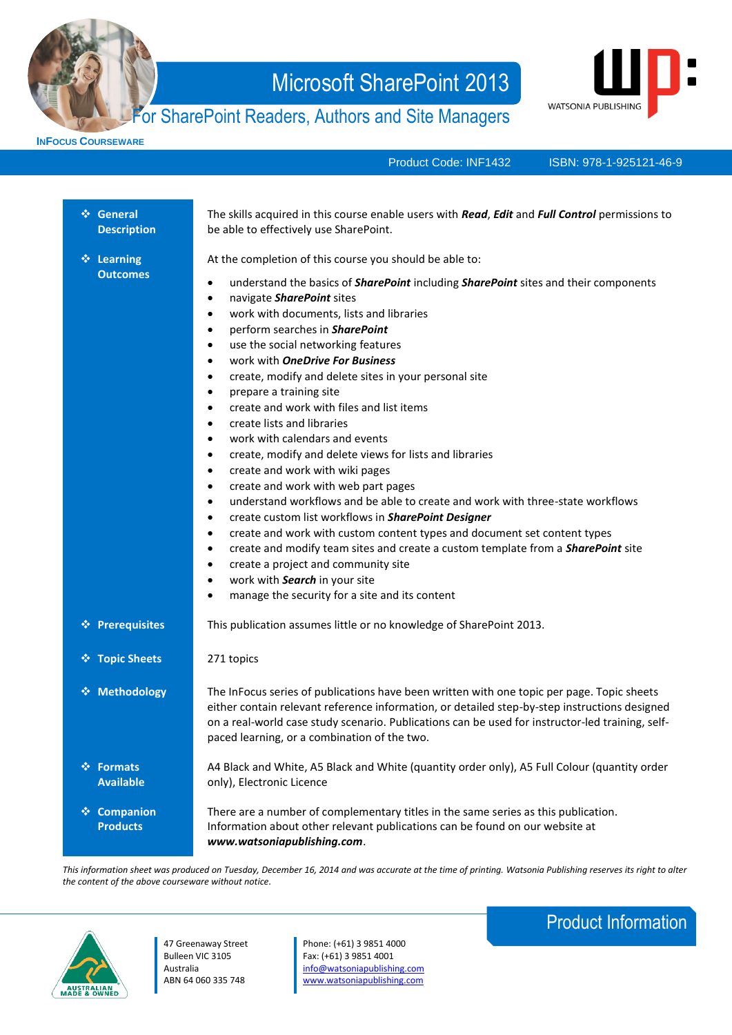# Microsoft SharePoint 2013

## For SharePoint Readers, Authors and Site Managers

**INFOCUS COURSEWARE**

WATSONIA PUBLISHING

Product Code: INF1432 ISBN: 978-1-925121-46-9

### General Description

The skills acquired in this course enable users with ***Read***, ***Edit*** and ***Full Control*** permissions to be able to effectively use SharePoint.

### Learning Outcomes

At the completion of this course you should be able to:

- understand the basics of ***SharePoint*** including ***SharePoint*** sites and their components
- navigate ***SharePoint*** sites
- work with documents, lists and libraries
- perform searches in ***SharePoint***
- use the social networking features
- work with ***OneDrive For Business***
- create, modify and delete sites in your personal site
- prepare a training site
- create and work with files and list items
- create lists and libraries
- work with calendars and events
- create, modify and delete views for lists and libraries
- create and work with wiki pages
- create and work with web part pages
- understand workflows and be able to create and work with three-state workflows
- create custom list workflows in ***SharePoint Designer***
- create and work with custom content types and document set content types
- create and modify team sites and create a custom template from a ***SharePoint*** site
- create a project and community site
- work with ***Search*** in your site
- manage the security for a site and its content

### Prerequisites

This publication assumes little or no knowledge of SharePoint 2013.

### Topic Sheets

271 topics

### Methodology

The InFocus series of publications have been written with one topic per page. Topic sheets either contain relevant reference information, or detailed step-by-step instructions designed on a real-world case study scenario. Publications can be used for instructor-led training, self-paced learning, or a combination of the two.

### Formats Available

A4 Black and White, A5 Black and White (quantity order only), A5 Full Colour (quantity order only), Electronic Licence

### Companion Products

There are a number of complementary titles in the same series as this publication. Information about other relevant publications can be found on our website at ***www.watsoniapublishing.com***.

*This information sheet was produced on Tuesday, December 16, 2014 and was accurate at the time of printing. Watsonia Publishing reserves its right to alter the content of the above courseware without notice.*

## Product Information

AUSTRALIAN MADE & OWNED

47 Greenaway Street
Bulleen VIC 3105
Australia
ABN 64 060 335 748

Phone: (+61) 3 9851 4000
Fax: (+61) 3 9851 4001
info@watsoniapublishing.com
www.watsoniapublishing.com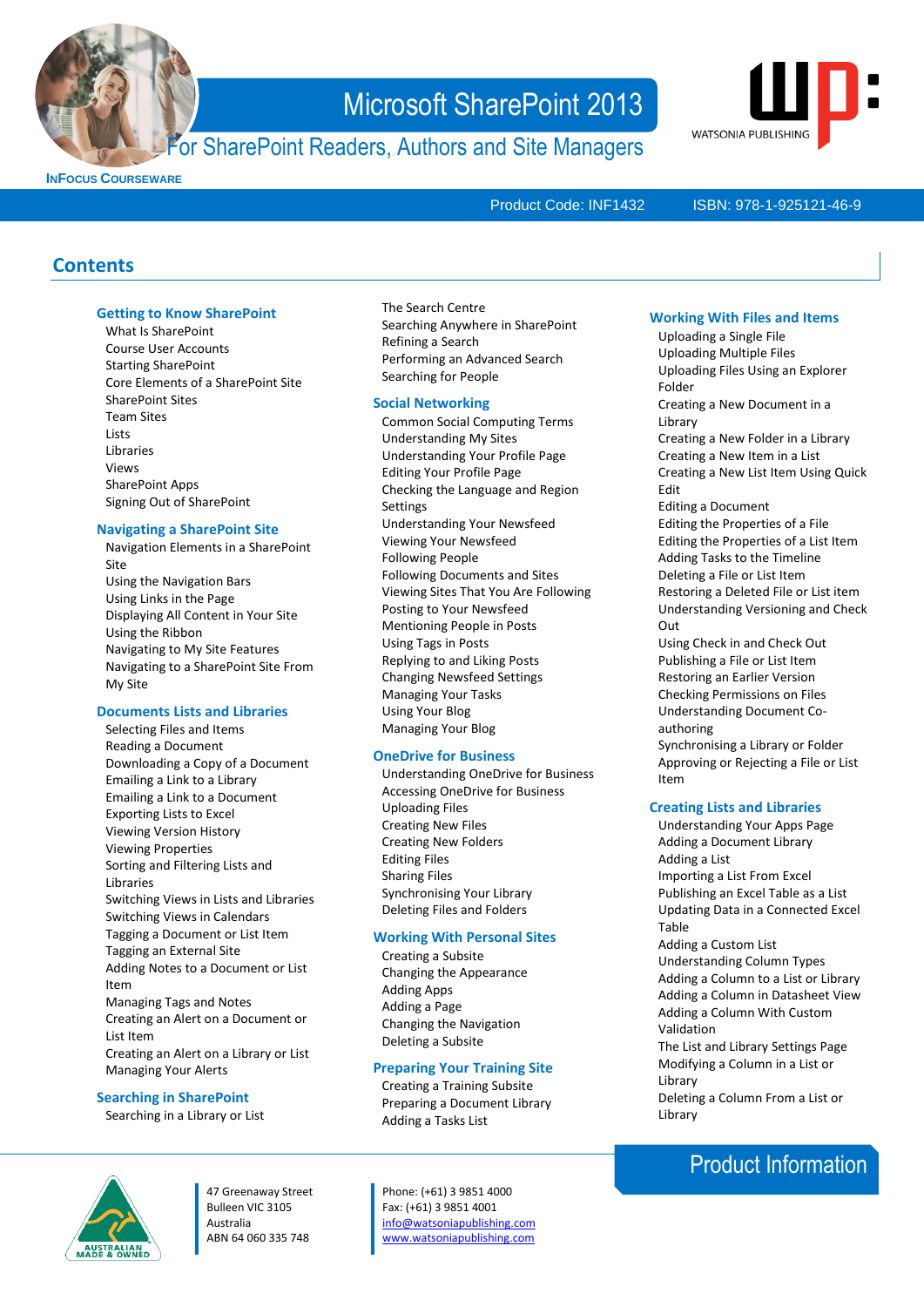# Microsoft SharePoint 2013

## For SharePoint Readers, Authors and Site Managers

INFOCUS COURSEWARE

WATSONIA PUBLISHING

Product Code: INF1432 ISBN: 978-1-925121-46-9

## Contents

### Getting to Know SharePoint
What Is SharePoint
Course User Accounts
Starting SharePoint
Core Elements of a SharePoint Site
SharePoint Sites
Team Sites
Lists
Libraries
Views
SharePoint Apps
Signing Out of SharePoint

### Navigating a SharePoint Site
Navigation Elements in a SharePoint Site
Using the Navigation Bars
Using Links in the Page
Displaying All Content in Your Site
Using the Ribbon
Navigating to My Site Features
Navigating to a SharePoint Site From My Site

### Documents Lists and Libraries
Selecting Files and Items
Reading a Document
Downloading a Copy of a Document
Emailing a Link to a Library
Emailing a Link to a Document
Exporting Lists to Excel
Viewing Version History
Viewing Properties
Sorting and Filtering Lists and Libraries
Switching Views in Lists and Libraries
Switching Views in Calendars
Tagging a Document or List Item
Tagging an External Site
Adding Notes to a Document or List Item
Managing Tags and Notes
Creating an Alert on a Document or List Item
Creating an Alert on a Library or List
Managing Your Alerts

### Searching in SharePoint
Searching in a Library or List
The Search Centre
Searching Anywhere in SharePoint
Refining a Search
Performing an Advanced Search
Searching for People

### Social Networking
Common Social Computing Terms
Understanding My Sites
Understanding Your Profile Page
Editing Your Profile Page
Checking the Language and Region Settings
Understanding Your Newsfeed
Viewing Your Newsfeed
Following People
Following Documents and Sites
Viewing Sites That You Are Following
Posting to Your Newsfeed
Mentioning People in Posts
Using Tags in Posts
Replying to and Liking Posts
Changing Newsfeed Settings
Managing Your Tasks
Using Your Blog
Managing Your Blog

### OneDrive for Business
Understanding OneDrive for Business
Accessing OneDrive for Business
Uploading Files
Creating New Files
Creating New Folders
Editing Files
Sharing Files
Synchronising Your Library
Deleting Files and Folders

### Working With Personal Sites
Creating a Subsite
Changing the Appearance
Adding Apps
Adding a Page
Changing the Navigation
Deleting a Subsite

### Preparing Your Training Site
Creating a Training Subsite
Preparing a Document Library
Adding a Tasks List

### Working With Files and Items
Uploading a Single File
Uploading Multiple Files
Uploading Files Using an Explorer Folder
Creating a New Document in a Library
Creating a New Folder in a Library
Creating a New Item in a List
Creating a New List Item Using Quick Edit
Editing a Document
Editing the Properties of a File
Editing the Properties of a List Item
Adding Tasks to the Timeline
Deleting a File or List Item
Restoring a Deleted File or List item
Understanding Versioning and Check Out
Using Check in and Check Out
Publishing a File or List Item
Restoring an Earlier Version
Checking Permissions on Files
Understanding Document Co-authoring
Synchronising a Library or Folder
Approving or Rejecting a File or List Item

### Creating Lists and Libraries
Understanding Your Apps Page
Adding a Document Library
Adding a List
Importing a List From Excel
Publishing an Excel Table as a List
Updating Data in a Connected Excel Table
Adding a Custom List
Understanding Column Types
Adding a Column to a List or Library
Adding a Column in Datasheet View
Adding a Column With Custom Validation
The List and Library Settings Page
Modifying a Column in a List or Library
Deleting a Column From a List or Library

Product Information

AUSTRALIAN MADE & OWNED

47 Greenaway Street
Bulleen VIC 3105
Australia
ABN 64 060 335 748

Phone: (+61) 3 9851 4000
Fax: (+61) 3 9851 4001
info@watsoniapublishing.com
www.watsoniapublishing.com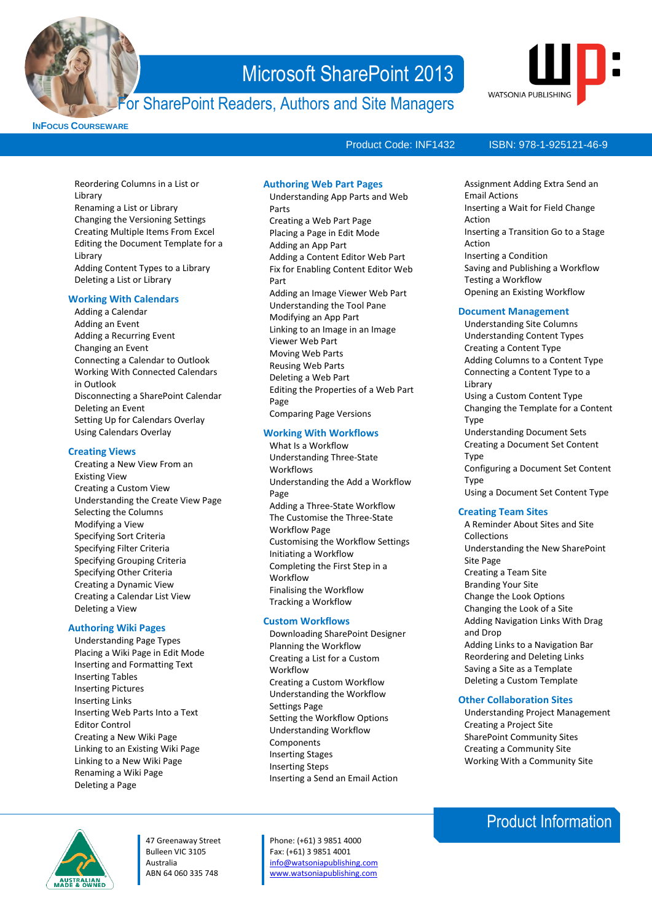# Microsoft SharePoint 2013

## For SharePoint Readers, Authors and Site Managers

INFOCUS COURSEWARE

WATSONIA PUBLISHING

Product Code: INF1432 ISBN: 978-1-925121-46-9

Reordering Columns in a List or Library
Renaming a List or Library
Changing the Versioning Settings
Creating Multiple Items From Excel
Editing the Document Template for a Library
Adding Content Types to a Library
Deleting a List or Library

### Working With Calendars

Adding a Calendar
Adding an Event
Adding a Recurring Event
Changing an Event
Connecting a Calendar to Outlook
Working With Connected Calendars in Outlook
Disconnecting a SharePoint Calendar
Deleting an Event
Setting Up for Calendars Overlay
Using Calendars Overlay

### Creating Views

Creating a New View From an Existing View
Creating a Custom View
Understanding the Create View Page
Selecting the Columns
Modifying a View
Specifying Sort Criteria
Specifying Filter Criteria
Specifying Grouping Criteria
Specifying Other Criteria
Creating a Dynamic View
Creating a Calendar List View
Deleting a View

### Authoring Wiki Pages

Understanding Page Types
Placing a Wiki Page in Edit Mode
Inserting and Formatting Text
Inserting Tables
Inserting Pictures
Inserting Links
Inserting Web Parts Into a Text Editor Control
Creating a New Wiki Page
Linking to an Existing Wiki Page
Linking to a New Wiki Page
Renaming a Wiki Page
Deleting a Page

### Authoring Web Part Pages

Understanding App Parts and Web Parts
Creating a Web Part Page
Placing a Page in Edit Mode
Adding an App Part
Adding a Content Editor Web Part
Fix for Enabling Content Editor Web Part
Adding an Image Viewer Web Part
Understanding the Tool Pane
Modifying an App Part
Linking to an Image in an Image Viewer Web Part
Moving Web Parts
Reusing Web Parts
Deleting a Web Part
Editing the Properties of a Web Part Page
Comparing Page Versions

### Working With Workflows

What Is a Workflow
Understanding Three-State Workflows
Understanding the Add a Workflow Page
Adding a Three-State Workflow
The Customise the Three-State Workflow Page
Customising the Workflow Settings
Initiating a Workflow
Completing the First Step in a Workflow
Finalising the Workflow
Tracking a Workflow

### Custom Workflows

Downloading SharePoint Designer
Planning the Workflow
Creating a List for a Custom Workflow
Creating a Custom Workflow
Understanding the Workflow Settings Page
Setting the Workflow Options
Understanding Workflow Components
Inserting Stages
Inserting Steps
Inserting a Send an Email Action
Assignment Adding Extra Send an Email Actions
Inserting a Wait for Field Change Action
Inserting a Transition Go to a Stage Action
Inserting a Condition
Saving and Publishing a Workflow
Testing a Workflow
Opening an Existing Workflow

### Document Management

Understanding Site Columns
Understanding Content Types
Creating a Content Type
Adding Columns to a Content Type
Connecting a Content Type to a Library
Using a Custom Content Type
Changing the Template for a Content Type
Understanding Document Sets
Creating a Document Set Content Type
Configuring a Document Set Content Type
Using a Document Set Content Type

### Creating Team Sites

A Reminder About Sites and Site Collections
Understanding the New SharePoint Site Page
Creating a Team Site
Branding Your Site
Change the Look Options
Changing the Look of a Site
Adding Navigation Links With Drag and Drop
Adding Links to a Navigation Bar
Reordering and Deleting Links
Saving a Site as a Template
Deleting a Custom Template

### Other Collaboration Sites

Understanding Project Management
Creating a Project Site
SharePoint Community Sites
Creating a Community Site
Working With a Community Site

Product Information

AUSTRALIAN MADE & OWNED

47 Greenaway Street
Bulleen VIC 3105
Australia
ABN 64 060 335 748

Phone: (+61) 3 9851 4000
Fax: (+61) 3 9851 4001
info@watsoniapublishing.com
www.watsoniapublishing.com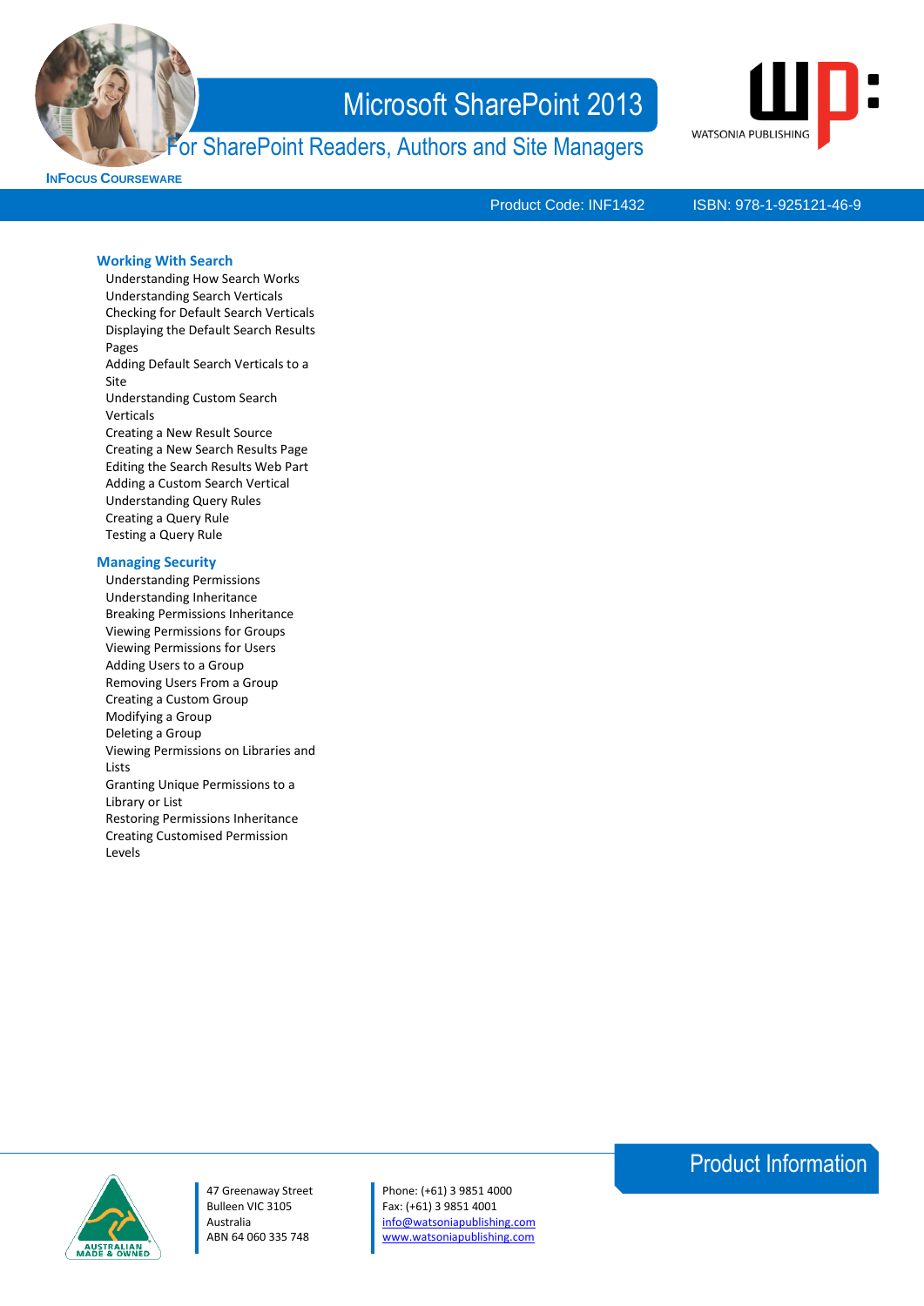# Microsoft SharePoint 2013

## For SharePoint Readers, Authors and Site Managers

INFOCUS COURSEWARE

WATSONIA PUBLISHING

Product Code: INF1432 ISBN: 978-1-925121-46-9

### Working With Search

- Understanding How Search Works
- Understanding Search Verticals
- Checking for Default Search Verticals
- Displaying the Default Search Results Pages
- Adding Default Search Verticals to a Site
- Understanding Custom Search Verticals
- Creating a New Result Source
- Creating a New Search Results Page
- Editing the Search Results Web Part
- Adding a Custom Search Vertical
- Understanding Query Rules
- Creating a Query Rule
- Testing a Query Rule

### Managing Security

- Understanding Permissions
- Understanding Inheritance
- Breaking Permissions Inheritance
- Viewing Permissions for Groups
- Viewing Permissions for Users
- Adding Users to a Group
- Removing Users From a Group
- Creating a Custom Group
- Modifying a Group
- Deleting a Group
- Viewing Permissions on Libraries and Lists
- Granting Unique Permissions to a Library or List
- Restoring Permissions Inheritance
- Creating Customised Permission Levels

## Product Information

AUSTRALIAN MADE & OWNED

47 Greenaway Street
Bulleen VIC 3105
Australia
ABN 64 060 335 748

Phone: (+61) 3 9851 4000
Fax: (+61) 3 9851 4001
info@watsoniapublishing.com
www.watsoniapublishing.com